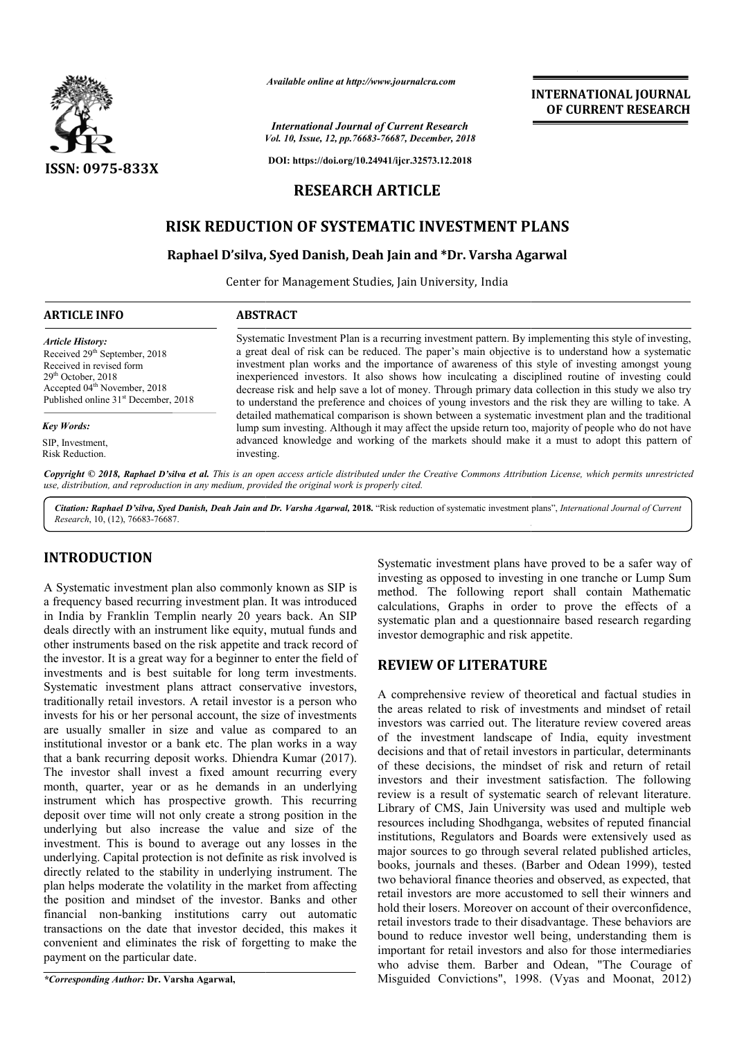# RESEARCH ARTICLE

## RISK REDUCTION OF SYSTEMATIC INVESTMENT PLANS

**Raphael D'silva, Syed Danish, Deah Jain and \*Dr. Varsha Agarwal**

Center for Management Studies, Jain University, India

### ARTICLE INFO

*Article History:*
Received 29th September, 2018
Received in revised form 29th October, 2018
Accepted 04th November, 2018
Published online 31st December, 2018

*Key Words:*
SIP, Investment, Risk Reduction.

### ABSTRACT

Systematic Investment Plan is a recurring investment pattern. By implementing this style of investing, a great deal of risk can be reduced. The paper's main objective is to understand how a systematic investment plan works and the importance of awareness of this style of investing amongst young inexperienced investors. It also shows how inculcating a disciplined routine of investing could decrease risk and help save a lot of money. Through primary data collection in this study we also try to understand the preference and choices of young investors and the risk they are willing to take. A detailed mathematical comparison is shown between a systematic investment plan and the traditional lump sum investing. Although it may affect the upside return too, majority of people who do not have advanced knowledge and working of the markets should make it a must to adopt this pattern of investing.

*Copyright © 2018, Raphael D'silva et al. This is an open access article distributed under the Creative Commons Attribution License, which permits unrestricted use, distribution, and reproduction in any medium, provided the original work is properly cited.*

*Citation: Raphael D'silva, Syed Danish, Deah Jain and Dr. Varsha Agarwal, 2018.* "Risk reduction of systematic investment plans", *International Journal of Current Research*, 10, (12), 76683-76687.

## INTRODUCTION

A Systematic investment plan also commonly known as SIP is a frequency based recurring investment plan. It was introduced in India by Franklin Templin nearly 20 years back. An SIP deals directly with an instrument like equity, mutual funds and other instruments based on the risk appetite and track record of the investor. It is a great way for a beginner to enter the field of investments and is best suitable for long term investments. Systematic investment plans attract conservative investors, traditionally retail investors. A retail investor is a person who invests for his or her personal account, the size of investments are usually smaller in size and value as compared to an institutional investor or a bank etc. The plan works in a way that a bank recurring deposit works. Dhiendra Kumar (2017). The investor shall invest a fixed amount recurring every month, quarter, year or as he demands in an underlying instrument which has prospective growth. This recurring deposit over time will not only create a strong position in the underlying but also increase the value and size of the investment. This is bound to average out any losses in the underlying. Capital protection is not definite as risk involved is directly related to the stability in underlying instrument. The plan helps moderate the volatility in the market from affecting the position and mindset of the investor. Banks and other financial non-banking institutions carry out automatic transactions on the date that investor decided, this makes it convenient and eliminates the risk of forgetting to make the payment on the particular date.

Systematic investment plans have proved to be a safer way of investing as opposed to investing in one tranche or Lump Sum method. The following report shall contain Mathematic calculations, Graphs in order to prove the effects of a systematic plan and a questionnaire based research regarding investor demographic and risk appetite.

## REVIEW OF LITERATURE

A comprehensive review of theoretical and factual studies in the areas related to risk of investments and mindset of retail investors was carried out. The literature review covered areas of the investment landscape of India, equity investment decisions and that of retail investors in particular, determinants of these decisions, the mindset of risk and return of retail investors and their investment satisfaction. The following review is a result of systematic search of relevant literature. Library of CMS, Jain University was used and multiple web resources including Shodhganga, websites of reputed financial institutions, Regulators and Boards were extensively used as major sources to go through several related published articles, books, journals and theses. (Barber and Odean 1999), tested two behavioral finance theories and observed, as expected, that retail investors are more accustomed to sell their winners and hold their losers. Moreover on account of their overconfidence, retail investors trade to their disadvantage. These behaviors are bound to reduce investor well being, understanding them is important for retail investors and also for those intermediaries who advise them. Barber and Odean, "The Courage of Misguided Convictions", 1998. (Vyas and Moonat, 2012)

*\*Corresponding Author:* **Dr. Varsha Agarwal,**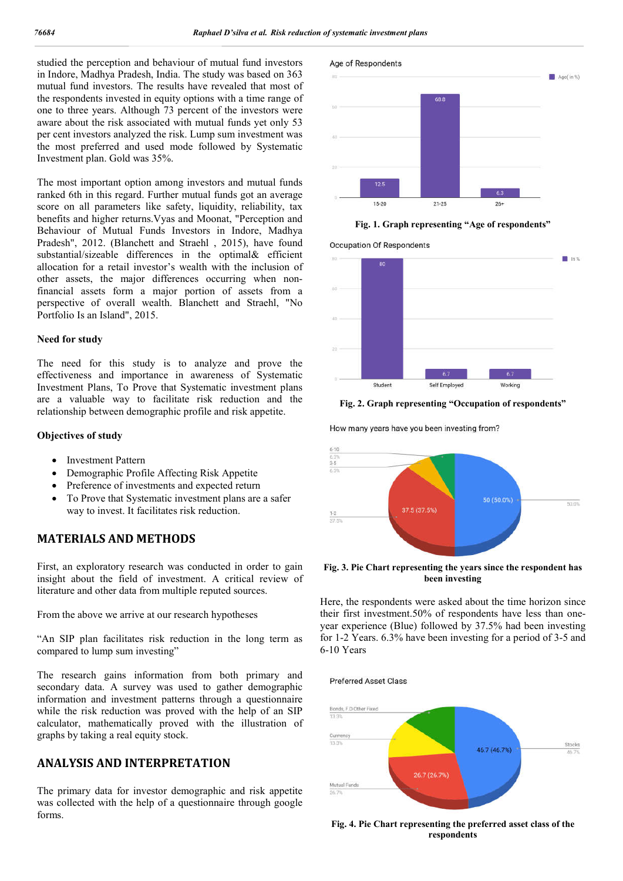studied the perception and behaviour of mutual fund investors in Indore, Madhya Pradesh, India. The study was based on 363 mutual fund investors. The results have revealed that most of the respondents invested in equity options with a time range of one to three years. Although 73 percent of the investors were aware about the risk associated with mutual funds yet only 53 per cent investors analyzed the risk. Lump sum investment was the most preferred and used mode followed by Systematic Investment plan. Gold was 35%.

The most important option among investors and mutual funds ranked 6th in this regard. Further mutual funds got an average score on all parameters like safety, liquidity, reliability, tax benefits and higher returns.Vyas and Moonat, "Perception and Behaviour of Mutual Funds Investors in Indore, Madhya Pradesh", 2012. (Blanchett and Straehl , 2015), have found substantial/sizeable differences in the optimal& efficient allocation for a retail investor's wealth with the inclusion of other assets, the major differences occurring when non-financial assets form a major portion of assets from a perspective of overall wealth. Blanchett and Straehl, "No Portfolio Is an Island", 2015.

### Need for study

The need for this study is to analyze and prove the effectiveness and importance in awareness of Systematic Investment Plans, To Prove that Systematic investment plans are a valuable way to facilitate risk reduction and the relationship between demographic profile and risk appetite.

### Objectives of study

- Investment Pattern
- Demographic Profile Affecting Risk Appetite
- Preference of investments and expected return
- To Prove that Systematic investment plans are a safer way to invest. It facilitates risk reduction.

## MATERIALS AND METHODS

First, an exploratory research was conducted in order to gain insight about the field of investment. A critical review of literature and other data from multiple reputed sources.

From the above we arrive at our research hypotheses

"An SIP plan facilitates risk reduction in the long term as compared to lump sum investing"

The research gains information from both primary and secondary data. A survey was used to gather demographic information and investment patterns through a questionnaire while the risk reduction was proved with the help of an SIP calculator, mathematically proved with the illustration of graphs by taking a real equity stock.

## ANALYSIS AND INTERPRETATION

The primary data for investor demographic and risk appetite was collected with the help of a questionnaire through google forms.

**Fig. 1. Graph representing "Age of respondents"**

**Fig. 2. Graph representing "Occupation of respondents"**

**Fig. 3. Pie Chart representing the years since the respondent has been investing**

Here, the respondents were asked about the time horizon since their first investment.50% of respondents have less than one-year experience (Blue) followed by 37.5% had been investing for 1-2 Years. 6.3% have been investing for a period of 3-5 and 6-10 Years

**Fig. 4. Pie Chart representing the preferred asset class of the respondents**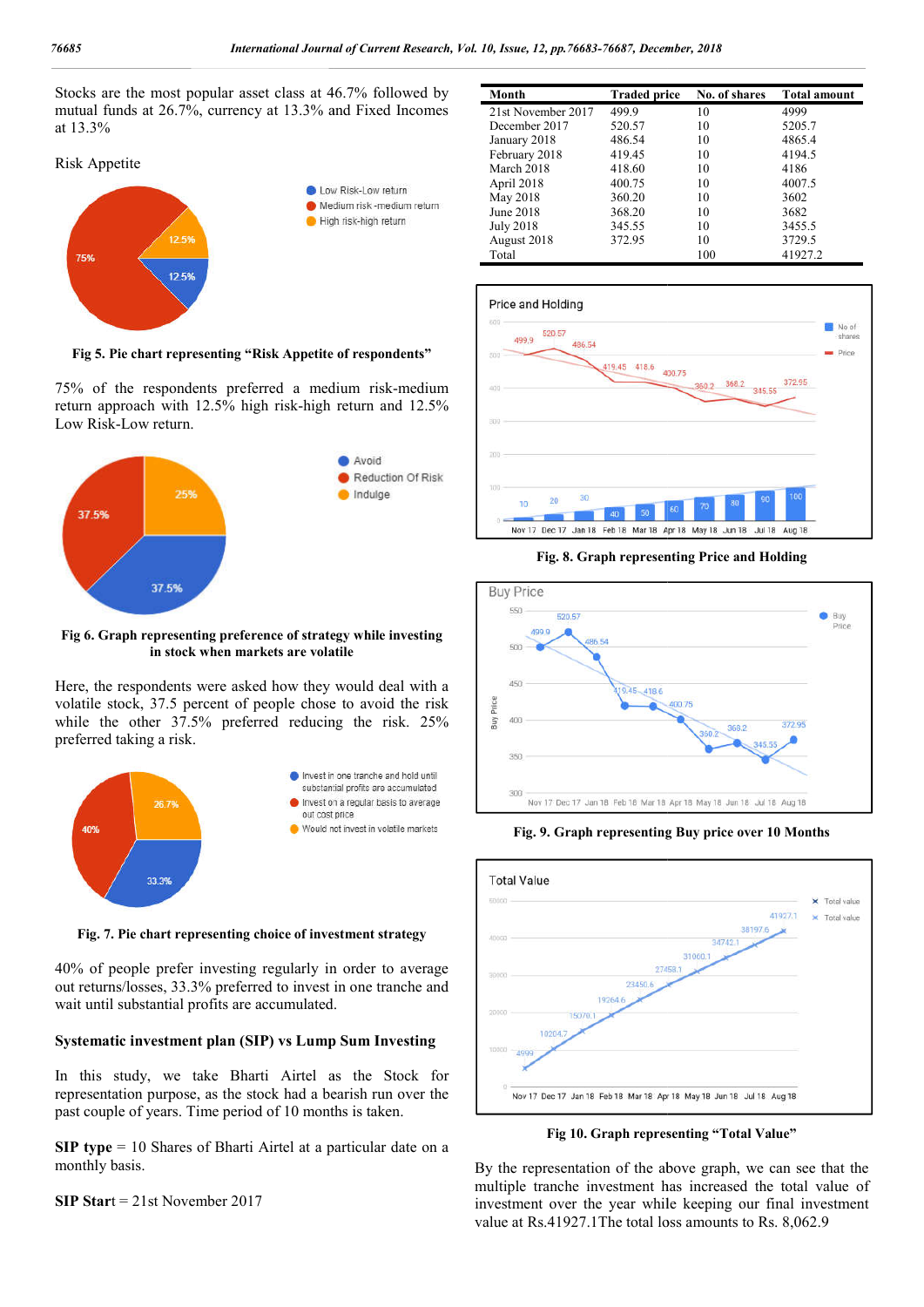Stocks are the most popular asset class at 46.7% followed by mutual funds at 26.7%, currency at 13.3% and Fixed Incomes at 13.3%

Risk Appetite

Fig 5. Pie chart representing "Risk Appetite of respondents"

75% of the respondents preferred a medium risk-medium return approach with 12.5% high risk-high return and 12.5% Low Risk-Low return.

Fig 6. Graph representing preference of strategy while investing in stock when markets are volatile

Here, the respondents were asked how they would deal with a volatile stock, 37.5 percent of people chose to avoid the risk while the other 37.5% preferred reducing the risk. 25% preferred taking a risk.

Fig. 7. Pie chart representing choice of investment strategy

40% of people prefer investing regularly in order to average out returns/losses, 33.3% preferred to invest in one tranche and wait until substantial profits are accumulated.

**Systematic investment plan (SIP) vs Lump Sum Investing**

In this study, we take Bharti Airtel as the Stock for representation purpose, as the stock had a bearish run over the past couple of years. Time period of 10 months is taken.

**SIP type** = 10 Shares of Bharti Airtel at a particular date on a monthly basis.

**SIP Start** = 21st November 2017

| Month | Traded price | No. of shares | Total amount |
|---|---|---|---|
| 21st November 2017 | 499.9 | 10 | 4999 |
| December 2017 | 520.57 | 10 | 5205.7 |
| January 2018 | 486.54 | 10 | 4865.4 |
| February 2018 | 419.45 | 10 | 4194.5 |
| March 2018 | 418.60 | 10 | 4186 |
| April 2018 | 400.75 | 10 | 4007.5 |
| May 2018 | 360.20 | 10 | 3602 |
| June 2018 | 368.20 | 10 | 3682 |
| July 2018 | 345.55 | 10 | 3455.5 |
| August 2018 | 372.95 | 10 | 3729.5 |
| Total | | 100 | 41927.2 |

**Fig. 8. Graph representing Price and Holding**

**Fig. 9. Graph representing Buy price over 10 Months**

**Fig 10. Graph representing "Total Value"**

By the representation of the above graph, we can see that the multiple tranche investment has increased the total value of investment over the year while keeping our final investment value at Rs.41927.1The total loss amounts to Rs. 8,062.9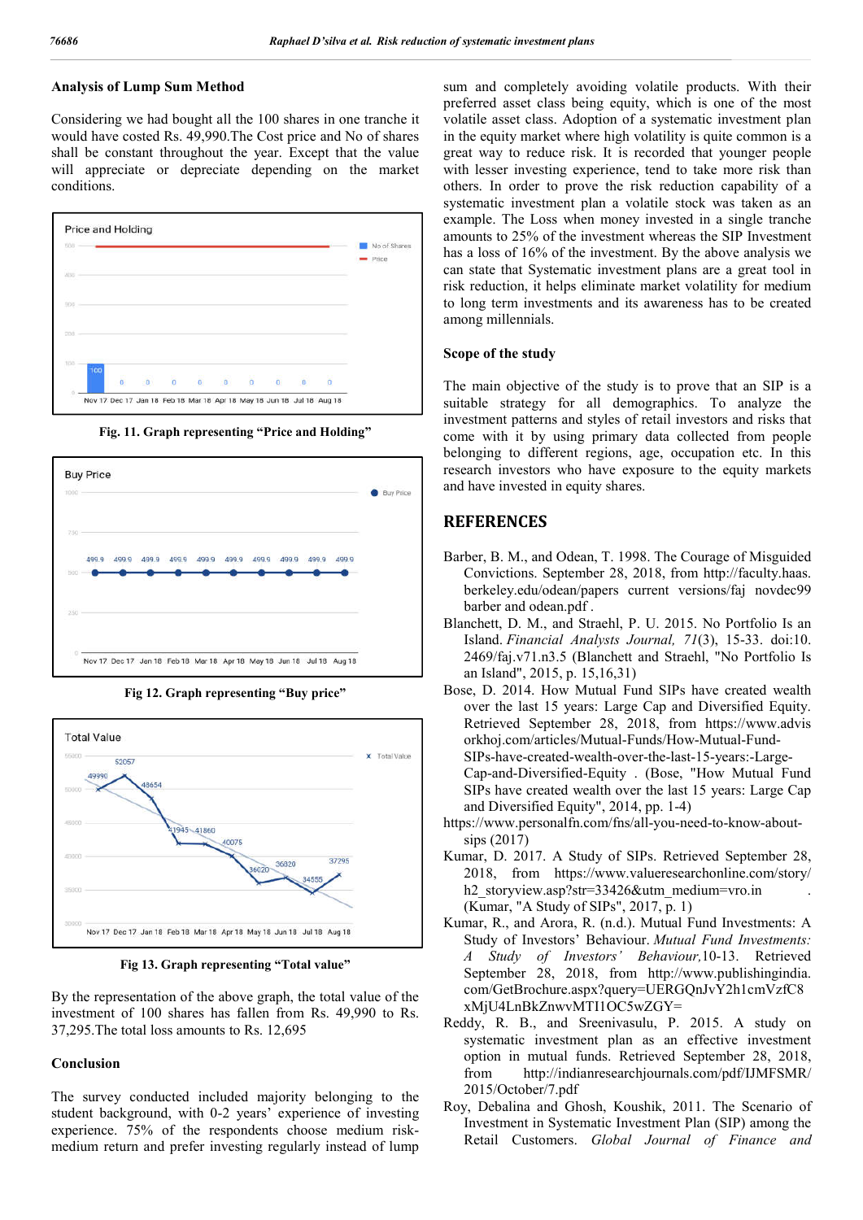### Analysis of Lump Sum Method

Considering we had bought all the 100 shares in one tranche it would have costed Rs. 49,990.The Cost price and No of shares shall be constant throughout the year. Except that the value will appreciate or depreciate depending on the market conditions.

Fig. 11. Graph representing "Price and Holding"

Fig 12. Graph representing "Buy price"

Fig 13. Graph representing "Total value"

By the representation of the above graph, the total value of the investment of 100 shares has fallen from Rs. 49,990 to Rs. 37,295.The total loss amounts to Rs. 12,695

### Conclusion

The survey conducted included majority belonging to the student background, with 0-2 years' experience of investing experience. 75% of the respondents choose medium risk-medium return and prefer investing regularly instead of lump sum and completely avoiding volatile products. With their preferred asset class being equity, which is one of the most volatile asset class. Adoption of a systematic investment plan in the equity market where high volatility is quite common is a great way to reduce risk. It is recorded that younger people with lesser investing experience, tend to take more risk than others. In order to prove the risk reduction capability of a systematic investment plan a volatile stock was taken as an example. The Loss when money invested in a single tranche amounts to 25% of the investment whereas the SIP Investment has a loss of 16% of the investment. By the above analysis we can state that Systematic investment plans are a great tool in risk reduction, it helps eliminate market volatility for medium to long term investments and its awareness has to be created among millennials.

### Scope of the study

The main objective of the study is to prove that an SIP is a suitable strategy for all demographics. To analyze the investment patterns and styles of retail investors and risks that come with it by using primary data collected from people belonging to different regions, age, occupation etc. In this research investors who have exposure to the equity markets and have invested in equity shares.

## REFERENCES

Barber, B. M., and Odean, T. 1998. The Courage of Misguided Convictions. September 28, 2018, from http://faculty.haas.berkeley.edu/odean/papers current versions/faj novdec99 barber and odean.pdf .

Blanchett, D. M., and Straehl, P. U. 2015. No Portfolio Is an Island. *Financial Analysts Journal, 71*(3), 15-33. doi:10.2469/faj.v71.n3.5 (Blanchett and Straehl, "No Portfolio Is an Island", 2015, p. 15,16,31)

Bose, D. 2014. How Mutual Fund SIPs have created wealth over the last 15 years: Large Cap and Diversified Equity. Retrieved September 28, 2018, from https://www.advisorkhoj.com/articles/Mutual-Funds/How-Mutual-Fund-SIPs-have-created-wealth-over-the-last-15-years:-Large-Cap-and-Diversified-Equity . (Bose, "How Mutual Fund SIPs have created wealth over the last 15 years: Large Cap and Diversified Equity", 2014, pp. 1-4)

https://www.personalfn.com/fns/all-you-need-to-know-about-sips (2017)

Kumar, D. 2017. A Study of SIPs. Retrieved September 28, 2018, from https://www.valueresearchonline.com/story/h2_storyview.asp?str=33426&utm_medium=vro.in . (Kumar, "A Study of SIPs", 2017, p. 1)

Kumar, R., and Arora, R. (n.d.). Mutual Fund Investments: A Study of Investors' Behaviour. *Mutual Fund Investments: A Study of Investors' Behaviour,*10-13. Retrieved September 28, 2018, from http://www.publishingindia.com/GetBrochure.aspx?query=UERGQnJvY2h1cmVzfC8xMjU4LnBkZnwvMTI1OC5wZGY=

Reddy, R. B., and Sreenivasulu, P. 2015. A study on systematic investment plan as an effective investment option in mutual funds. Retrieved September 28, 2018, from http://indianresearchjournals.com/pdf/IJMFSMR/2015/October/7.pdf

Roy, Debalina and Ghosh, Koushik, 2011. The Scenario of Investment in Systematic Investment Plan (SIP) among the Retail Customers. *Global Journal of Finance and*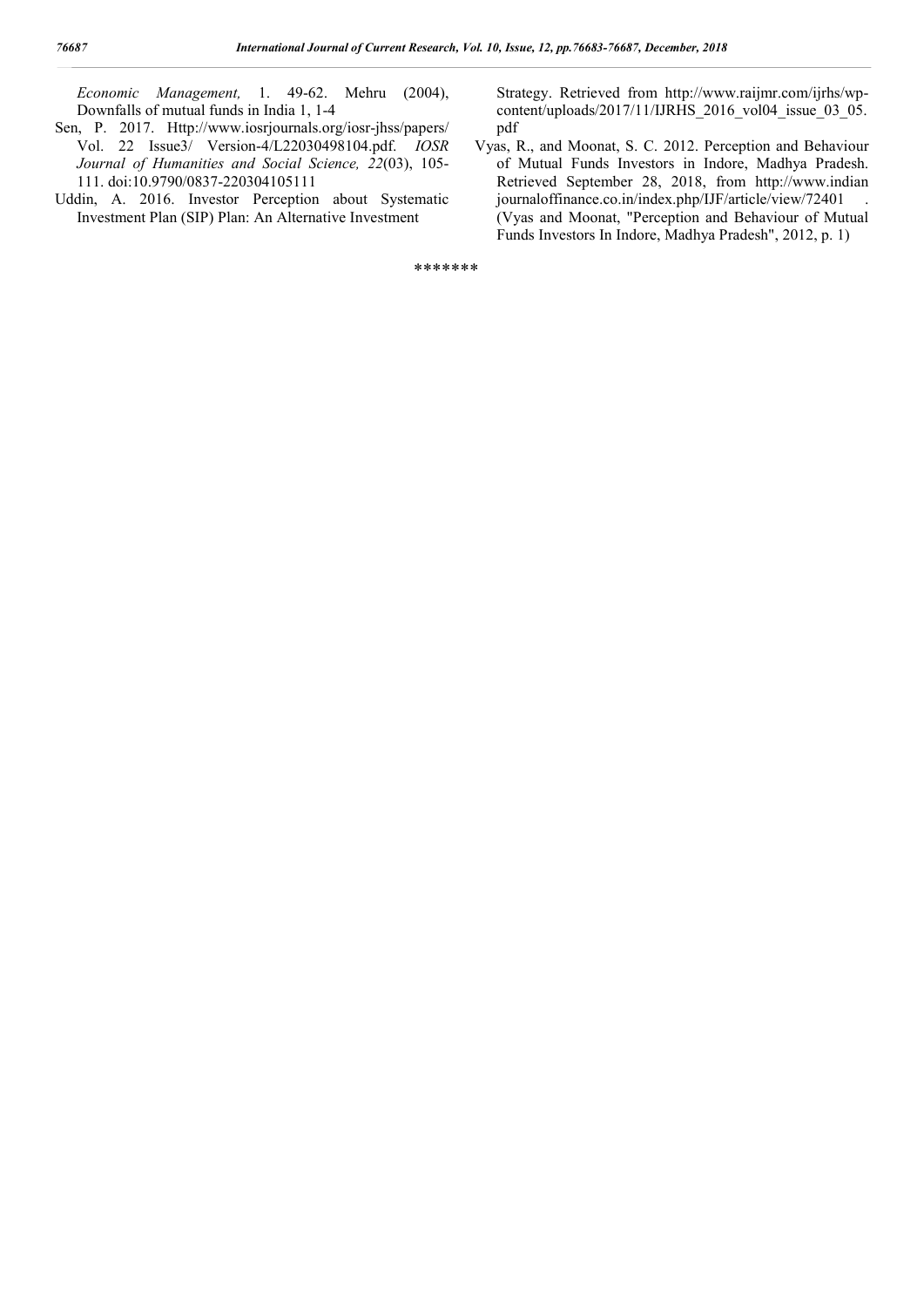*Economic Management,* 1. 49-62. Mehru (2004), Downfalls of mutual funds in India 1, 1-4

Sen, P. 2017. Http://www.iosrjournals.org/iosr-jhss/papers/ Vol. 22 Issue3/ Version-4/L22030498104.pdf. *IOSR Journal of Humanities and Social Science, 22*(03), 105-111. doi:10.9790/0837-220304105111

Uddin, A. 2016. Investor Perception about Systematic Investment Plan (SIP) Plan: An Alternative Investment Strategy. Retrieved from http://www.raijmr.com/ijrhs/wp-content/uploads/2017/11/IJRHS_2016_vol04_issue_03_05.pdf

Vyas, R., and Moonat, S. C. 2012. Perception and Behaviour of Mutual Funds Investors in Indore, Madhya Pradesh. Retrieved September 28, 2018, from http://www.indianjournaloffinance.co.in/index.php/IJF/article/view/72401 . (Vyas and Moonat, "Perception and Behaviour of Mutual Funds Investors In Indore, Madhya Pradesh", 2012, p. 1)

*******